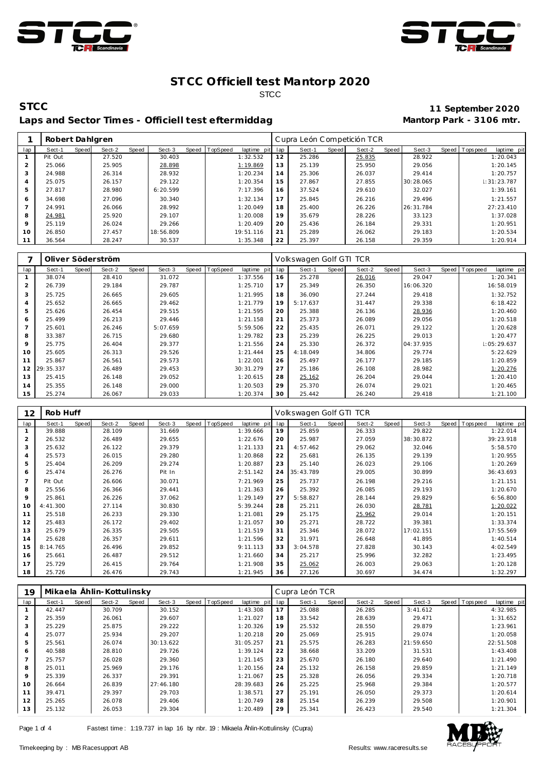# STCC Officiell test Mantorp 2020

STCC

**STCC**

**Laps and Sector Times - Officiell test eftermiddag**

**11 September 2020**

**Mantorp Park - 3106 mtr.**

| 1 | Robert Dahlgren | | | | | | | | | Cupra León Competición TCR | | | | | | | |
|---|---|---|---|---|---|---|---|---|---|---|---|---|---|---|---|---|---|
| lap | Sect-1 | Speed | Sect-2 | Speed | Sect-3 | Speed | TopSpeed | laptime pit | lap | Sect-1 | Speed | Sect-2 | Speed | Sect-3 | Speed | Topspeed | laptime pit |
| 1 | Pit Out | | 27.520 | | 30.403 | | | 1:32.532 | 12 | 25.286 | | 25.835 | | 28.922 | | | 1:20.043 |
| 2 | 25.066 | | 25.905 | | 28.898 | | | 1:19.869 | 13 | 25.139 | | 25.950 | | 29.056 | | | 1:20.145 |
| 3 | 24.988 | | 26.314 | | 28.932 | | | 1:20.234 | 14 | 25.306 | | 26.037 | | 29.414 | | | 1:20.757 |
| 4 | 25.075 | | 26.157 | | 29.122 | | | 1:20.354 | 15 | 27.867 | | 27.855 | | 30:28.065 | | | 1:31:23.787 |
| 5 | 27.817 | | 28.980 | | 6:20.599 | | | 7:17.396 | 16 | 37.524 | | 29.610 | | 32.027 | | | 1:39.161 |
| 6 | 34.698 | | 27.096 | | 30.340 | | | 1:32.134 | 17 | 25.845 | | 26.216 | | 29.496 | | | 1:21.557 |
| 7 | 24.991 | | 26.066 | | 28.992 | | | 1:20.049 | 18 | 25.400 | | 26.226 | | 26:31.784 | | | 27:23.410 |
| 8 | 24.981 | | 25.920 | | 29.107 | | | 1:20.008 | 19 | 35.679 | | 28.226 | | 33.123 | | | 1:37.028 |
| 9 | 25.119 | | 26.024 | | 29.266 | | | 1:20.409 | 20 | 25.436 | | 26.184 | | 29.331 | | | 1:20.951 |
| 10 | 26.850 | | 27.457 | | 18:56.809 | | | 19:51.116 | 21 | 25.289 | | 26.062 | | 29.183 | | | 1:20.534 |
| 11 | 36.564 | | 28.247 | | 30.537 | | | 1:35.348 | 22 | 25.397 | | 26.158 | | 29.359 | | | 1:20.914 |

| 7 | Oliver Söderström | | | | | | | | | Volkswagen Golf GTI TCR | | | | | | | |
|---|---|---|---|---|---|---|---|---|---|---|---|---|---|---|---|---|---|
| lap | Sect-1 | Speed | Sect-2 | Speed | Sect-3 | Speed | TopSpeed | laptime pit | lap | Sect-1 | Speed | Sect-2 | Speed | Sect-3 | Speed | Topspeed | laptime pit |
| 1 | 38.074 | | 28.410 | | 31.072 | | | 1:37.556 | 16 | 25.278 | | 26.016 | | 29.047 | | | 1:20.341 |
| 2 | 26.739 | | 29.184 | | 29.787 | | | 1:25.710 | 17 | 25.349 | | 26.350 | | 16:06.320 | | | 16:58.019 |
| 3 | 25.725 | | 26.665 | | 29.605 | | | 1:21.995 | 18 | 36.090 | | 27.244 | | 29.418 | | | 1:32.752 |
| 4 | 25.652 | | 26.665 | | 29.462 | | | 1:21.779 | 19 | 5:17.637 | | 31.447 | | 29.338 | | | 6:18.422 |
| 5 | 25.626 | | 26.454 | | 29.515 | | | 1:21.595 | 20 | 25.388 | | 26.136 | | 28.936 | | | 1:20.460 |
| 6 | 25.499 | | 26.213 | | 29.446 | | | 1:21.158 | 21 | 25.373 | | 26.089 | | 29.056 | | | 1:20.518 |
| 7 | 25.601 | | 26.246 | | 5:07.659 | | | 5:59.506 | 22 | 25.435 | | 26.071 | | 29.122 | | | 1:20.628 |
| 8 | 33.387 | | 26.715 | | 29.680 | | | 1:29.782 | 23 | 25.239 | | 26.225 | | 29.013 | | | 1:20.477 |
| 9 | 25.775 | | 26.404 | | 29.377 | | | 1:21.556 | 24 | 25.330 | | 26.372 | | 04:37.935 | | | 1:05:29.637 |
| 10 | 25.605 | | 26.313 | | 29.526 | | | 1:21.444 | 25 | 4:18.049 | | 34.806 | | 29.774 | | | 5:22.629 |
| 11 | 25.867 | | 26.561 | | 29.573 | | | 1:22.001 | 26 | 25.497 | | 26.177 | | 29.185 | | | 1:20.859 |
| 12 | 29:35.337 | | 26.489 | | 29.453 | | | 30:31.279 | 27 | 25.186 | | 26.108 | | 28.982 | | | 1:20.276 |
| 13 | 25.415 | | 26.148 | | 29.052 | | | 1:20.615 | 28 | 25.162 | | 26.204 | | 29.044 | | | 1:20.410 |
| 14 | 25.355 | | 26.148 | | 29.000 | | | 1:20.503 | 29 | 25.370 | | 26.074 | | 29.021 | | | 1:20.465 |
| 15 | 25.274 | | 26.067 | | 29.033 | | | 1:20.374 | 30 | 25.442 | | 26.240 | | 29.418 | | | 1:21.100 |

| 12 | Rob Huff | | | | | | | | | Volkswagen Golf GTI TCR | | | | | | | |
|---|---|---|---|---|---|---|---|---|---|---|---|---|---|---|---|---|---|
| lap | Sect-1 | Speed | Sect-2 | Speed | Sect-3 | Speed | TopSpeed | laptime pit | lap | Sect-1 | Speed | Sect-2 | Speed | Sect-3 | Speed | Topspeed | laptime pit |
| 1 | 39.888 | | 28.109 | | 31.669 | | | 1:39.666 | 19 | 25.859 | | 26.333 | | 29.822 | | | 1:22.014 |
| 2 | 26.532 | | 26.489 | | 29.655 | | | 1:22.676 | 20 | 25.987 | | 27.059 | | 38:30.872 | | | 39:23.918 |
| 3 | 25.632 | | 26.122 | | 29.379 | | | 1:21.133 | 21 | 4:57.462 | | 29.062 | | 32.046 | | | 5:58.570 |
| 4 | 25.573 | | 26.015 | | 29.280 | | | 1:20.868 | 22 | 25.681 | | 26.135 | | 29.139 | | | 1:20.955 |
| 5 | 25.404 | | 26.209 | | 29.274 | | | 1:20.887 | 23 | 25.140 | | 26.023 | | 29.106 | | | 1:20.269 |
| 6 | 25.474 | | 26.276 | | Pit In | | | 2:51.142 | 24 | 35:43.789 | | 29.005 | | 30.899 | | | 36:43.693 |
| 7 | Pit Out | | 26.606 | | 30.071 | | | 7:21.969 | 25 | 25.737 | | 26.198 | | 29.216 | | | 1:21.151 |
| 8 | 25.556 | | 26.366 | | 29.441 | | | 1:21.363 | 26 | 25.392 | | 26.085 | | 29.193 | | | 1:20.670 |
| 9 | 25.861 | | 26.226 | | 37.062 | | | 1:29.149 | 27 | 5:58.827 | | 28.144 | | 29.829 | | | 6:56.800 |
| 10 | 4:41.300 | | 27.114 | | 30.830 | | | 5:39.244 | 28 | 25.211 | | 26.030 | | 28.781 | | | 1:20.022 |
| 11 | 25.518 | | 26.233 | | 29.330 | | | 1:21.081 | 29 | 25.175 | | 25.962 | | 29.014 | | | 1:20.151 |
| 12 | 25.483 | | 26.172 | | 29.402 | | | 1:21.057 | 30 | 25.271 | | 28.722 | | 39.381 | | | 1:33.374 |
| 13 | 25.679 | | 26.335 | | 29.505 | | | 1:21.519 | 31 | 25.346 | | 28.072 | | 17:02.151 | | | 17:55.569 |
| 14 | 25.628 | | 26.357 | | 29.611 | | | 1:21.596 | 32 | 31.971 | | 26.648 | | 41.895 | | | 1:40.514 |
| 15 | 8:14.765 | | 26.496 | | 29.852 | | | 9:11.113 | 33 | 3:04.578 | | 27.828 | | 30.143 | | | 4:02.549 |
| 16 | 25.661 | | 26.487 | | 29.512 | | | 1:21.660 | 34 | 25.217 | | 25.996 | | 32.282 | | | 1:23.495 |
| 17 | 25.729 | | 26.415 | | 29.764 | | | 1:21.908 | 35 | 25.062 | | 26.003 | | 29.063 | | | 1:20.128 |
| 18 | 25.726 | | 26.476 | | 29.743 | | | 1:21.945 | 36 | 27.126 | | 30.697 | | 34.474 | | | 1:32.297 |

| 19 | Mikaela Åhlin-Kottulinsky | | | | | | | | | Cupra León TCR | | | | | | | |
|---|---|---|---|---|---|---|---|---|---|---|---|---|---|---|---|---|---|
| lap | Sect-1 | Speed | Sect-2 | Speed | Sect-3 | Speed | TopSpeed | laptime pit | lap | Sect-1 | Speed | Sect-2 | Speed | Sect-3 | Speed | Topspeed | laptime pit |
| 1 | 42.447 | | 30.709 | | 30.152 | | | 1:43.308 | 17 | 25.088 | | 26.285 | | 3:41.612 | | | 4:32.985 |
| 2 | 25.359 | | 26.061 | | 29.607 | | | 1:21.027 | 18 | 33.542 | | 28.639 | | 29.471 | | | 1:31.652 |
| 3 | 25.229 | | 25.875 | | 29.222 | | | 1:20.326 | 19 | 25.532 | | 28.550 | | 29.879 | | | 1:23.961 |
| 4 | 25.077 | | 25.934 | | 29.207 | | | 1:20.218 | 20 | 25.069 | | 25.915 | | 29.074 | | | 1:20.058 |
| 5 | 25.561 | | 26.074 | | 30:13.622 | | | 31:05.257 | 21 | 25.575 | | 26.283 | | 21:59.650 | | | 22:51.508 |
| 6 | 40.588 | | 28.810 | | 29.726 | | | 1:39.124 | 22 | 38.668 | | 33.209 | | 31.531 | | | 1:43.408 |
| 7 | 25.757 | | 26.028 | | 29.360 | | | 1:21.145 | 23 | 25.670 | | 26.180 | | 29.640 | | | 1:21.490 |
| 8 | 25.011 | | 25.969 | | 29.176 | | | 1:20.156 | 24 | 25.132 | | 26.158 | | 29.859 | | | 1:21.149 |
| 9 | 25.339 | | 26.337 | | 29.391 | | | 1:21.067 | 25 | 25.328 | | 26.056 | | 29.334 | | | 1:20.718 |
| 10 | 26.664 | | 26.839 | | 27:46.180 | | | 28:39.683 | 26 | 25.225 | | 25.968 | | 29.384 | | | 1:20.577 |
| 11 | 39.471 | | 29.397 | | 29.703 | | | 1:38.571 | 27 | 25.191 | | 26.050 | | 29.373 | | | 1:20.614 |
| 12 | 25.265 | | 26.078 | | 29.406 | | | 1:20.749 | 28 | 25.154 | | 26.239 | | 29.508 | | | 1:20.901 |
| 13 | 25.132 | | 26.053 | | 29.304 | | | 1:20.489 | 29 | 25.341 | | 26.423 | | 29.540 | | | 1:21.304 |

Fastest time : 1:19.737 in lap 16 by nbr. 19 : Mikaela Åhlin-Kottulinsky (Cupra)

Timekeeping by : MB Racesupport AB

Results: www.raceresults.se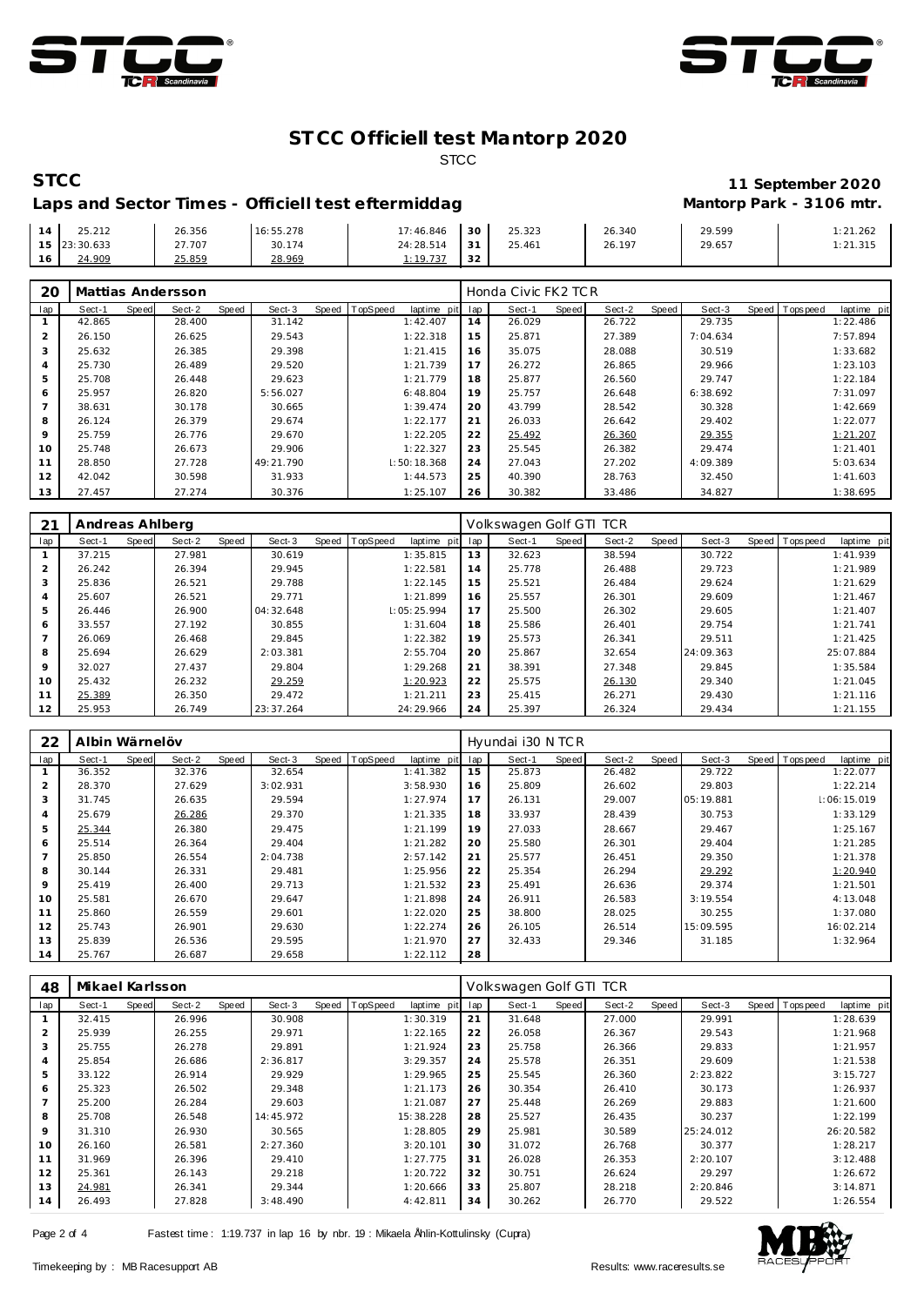# STCC Officiell test Mantorp 2020

STCC

**STCC** **11 September 2020**

**Laps and Sector Times - Officiell test eftermiddag** **Mantorp Park - 3106 mtr.**

| lap | Sect-1 | Speed | Sect-2 | Speed | Sect-3 | Speed | TopSpeed | laptime pit | lap | Sect-1 | Speed | Sect-2 | Speed | Sect-3 | Speed | Topspeed | laptime pit |
|---|---|---|---|---|---|---|---|---|---|---|---|---|---|---|---|---|---|
| 14 | 25.212 | | 26.356 | | 16:55.278 | | | 17:46.846 | 30 | 25.323 | | 26.340 | | 29.599 | | | 1:21.262 |
| 15 | 23:30.633 | | 27.707 | | 30.174 | | | 24:28.514 | 31 | 25.461 | | 26.197 | | 29.657 | | | 1:21.315 |
| 16 | 24.909 | | 25.859 | | 28.969 | | | 1:19.737 | 32 | | | | | | | | |

## 20 Mattias Andersson — Honda Civic FK2 TCR

| lap | Sect-1 | Speed | Sect-2 | Speed | Sect-3 | Speed | TopSpeed | laptime pit | lap | Sect-1 | Speed | Sect-2 | Speed | Sect-3 | Speed | Topspeed | laptime pit |
|---|---|---|---|---|---|---|---|---|---|---|---|---|---|---|---|---|---|
| 1 | 42.865 | | 28.400 | | 31.142 | | | 1:42.407 | 14 | 26.029 | | 26.722 | | 29.735 | | | 1:22.486 |
| 2 | 26.150 | | 26.625 | | 29.543 | | | 1:22.318 | 15 | 25.871 | | 27.389 | | 7:04.634 | | | 7:57.894 |
| 3 | 25.632 | | 26.385 | | 29.398 | | | 1:21.415 | 16 | 35.075 | | 28.088 | | 30.519 | | | 1:33.682 |
| 4 | 25.730 | | 26.489 | | 29.520 | | | 1:21.739 | 17 | 26.272 | | 26.865 | | 29.966 | | | 1:23.103 |
| 5 | 25.708 | | 26.448 | | 29.623 | | | 1:21.779 | 18 | 25.877 | | 26.560 | | 29.747 | | | 1:22.184 |
| 6 | 25.957 | | 26.820 | | 5:56.027 | | | 6:48.804 | 19 | 25.757 | | 26.648 | | 6:38.692 | | | 7:31.097 |
| 7 | 38.631 | | 30.178 | | 30.665 | | | 1:39.474 | 20 | 43.799 | | 28.542 | | 30.328 | | | 1:42.669 |
| 8 | 26.124 | | 26.379 | | 29.674 | | | 1:22.177 | 21 | 26.033 | | 26.642 | | 29.402 | | | 1:22.077 |
| 9 | 25.759 | | 26.776 | | 29.670 | | | 1:22.205 | 22 | 25.492 | | 26.360 | | 29.355 | | | 1:21.207 |
| 10 | 25.748 | | 26.673 | | 29.906 | | | 1:22.327 | 23 | 25.545 | | 26.382 | | 29.474 | | | 1:21.401 |
| 11 | 28.850 | | 27.728 | | 49:21.790 | | | l:50:18.368 | 24 | 27.043 | | 27.202 | | 4:09.389 | | | 5:03.634 |
| 12 | 42.042 | | 30.598 | | 31.933 | | | 1:44.573 | 25 | 40.390 | | 28.763 | | 32.450 | | | 1:41.603 |
| 13 | 27.457 | | 27.274 | | 30.376 | | | 1:25.107 | 26 | 30.382 | | 33.486 | | 34.827 | | | 1:38.695 |

## 21 Andreas Ahlberg — Volkswagen Golf GTI TCR

| lap | Sect-1 | Speed | Sect-2 | Speed | Sect-3 | Speed | TopSpeed | laptime pit | lap | Sect-1 | Speed | Sect-2 | Speed | Sect-3 | Speed | Topspeed | laptime pit |
|---|---|---|---|---|---|---|---|---|---|---|---|---|---|---|---|---|---|
| 1 | 37.215 | | 27.981 | | 30.619 | | | 1:35.815 | 13 | 32.623 | | 38.594 | | 30.722 | | | 1:41.939 |
| 2 | 26.242 | | 26.394 | | 29.945 | | | 1:22.581 | 14 | 25.778 | | 26.488 | | 29.723 | | | 1:21.989 |
| 3 | 25.836 | | 26.521 | | 29.788 | | | 1:22.145 | 15 | 25.521 | | 26.484 | | 29.624 | | | 1:21.629 |
| 4 | 25.607 | | 26.521 | | 29.771 | | | 1:21.899 | 16 | 25.557 | | 26.301 | | 29.609 | | | 1:21.467 |
| 5 | 26.446 | | 26.900 | | 04:32.648 | | | l:05:25.994 | 17 | 25.500 | | 26.302 | | 29.605 | | | 1:21.407 |
| 6 | 33.557 | | 27.192 | | 30.855 | | | 1:31.604 | 18 | 25.586 | | 26.401 | | 29.754 | | | 1:21.741 |
| 7 | 26.069 | | 26.468 | | 29.845 | | | 1:22.382 | 19 | 25.573 | | 26.341 | | 29.511 | | | 1:21.425 |
| 8 | 25.694 | | 26.629 | | 2:03.381 | | | 2:55.704 | 20 | 25.867 | | 32.654 | | 24:09.363 | | | 25:07.884 |
| 9 | 32.027 | | 27.437 | | 29.804 | | | 1:29.268 | 21 | 38.391 | | 27.348 | | 29.845 | | | 1:35.584 |
| 10 | 25.432 | | 26.232 | | 29.259 | | | 1:20.923 | 22 | 25.575 | | 26.130 | | 29.340 | | | 1:21.045 |
| 11 | 25.389 | | 26.350 | | 29.472 | | | 1:21.211 | 23 | 25.415 | | 26.271 | | 29.430 | | | 1:21.116 |
| 12 | 25.953 | | 26.749 | | 23:37.264 | | | 24:29.966 | 24 | 25.397 | | 26.324 | | 29.434 | | | 1:21.155 |

## 22 Albin Wärnelöv — Hyundai i30 N TCR

| lap | Sect-1 | Speed | Sect-2 | Speed | Sect-3 | Speed | TopSpeed | laptime pit | lap | Sect-1 | Speed | Sect-2 | Speed | Sect-3 | Speed | Topspeed | laptime pit |
|---|---|---|---|---|---|---|---|---|---|---|---|---|---|---|---|---|---|
| 1 | 36.352 | | 32.376 | | 32.654 | | | 1:41.382 | 15 | 25.873 | | 26.482 | | 29.722 | | | 1:22.077 |
| 2 | 28.370 | | 27.629 | | 3:02.931 | | | 3:58.930 | 16 | 25.809 | | 26.602 | | 29.803 | | | 1:22.214 |
| 3 | 31.745 | | 26.635 | | 29.594 | | | 1:27.974 | 17 | 26.131 | | 29.007 | | 05:19.881 | | | l:06:15.019 |
| 4 | 25.679 | | 26.286 | | 29.370 | | | 1:21.335 | 18 | 33.937 | | 28.439 | | 30.753 | | | 1:33.129 |
| 5 | 25.344 | | 26.380 | | 29.475 | | | 1:21.199 | 19 | 27.033 | | 28.667 | | 29.467 | | | 1:25.167 |
| 6 | 25.514 | | 26.364 | | 29.404 | | | 1:21.282 | 20 | 25.580 | | 26.301 | | 29.404 | | | 1:21.285 |
| 7 | 25.850 | | 26.554 | | 2:04.738 | | | 2:57.142 | 21 | 25.577 | | 26.451 | | 29.350 | | | 1:21.378 |
| 8 | 30.144 | | 26.331 | | 29.481 | | | 1:25.956 | 22 | 25.354 | | 26.294 | | 29.292 | | | 1:20.940 |
| 9 | 25.419 | | 26.400 | | 29.713 | | | 1:21.532 | 23 | 25.491 | | 26.636 | | 29.374 | | | 1:21.501 |
| 10 | 25.581 | | 26.670 | | 29.647 | | | 1:21.898 | 24 | 26.911 | | 26.583 | | 3:19.554 | | | 4:13.048 |
| 11 | 25.860 | | 26.559 | | 29.601 | | | 1:22.020 | 25 | 38.800 | | 28.025 | | 30.255 | | | 1:37.080 |
| 12 | 25.743 | | 26.901 | | 29.630 | | | 1:22.274 | 26 | 26.105 | | 26.514 | | 15:09.595 | | | 16:02.214 |
| 13 | 25.839 | | 26.536 | | 29.595 | | | 1:21.970 | 27 | 32.433 | | 29.346 | | 31.185 | | | 1:32.964 |
| 14 | 25.767 | | 26.687 | | 29.658 | | | 1:22.112 | 28 | | | | | | | | |

## 48 Mikael Karlsson — Volkswagen Golf GTI TCR

| lap | Sect-1 | Speed | Sect-2 | Speed | Sect-3 | Speed | TopSpeed | laptime pit | lap | Sect-1 | Speed | Sect-2 | Speed | Sect-3 | Speed | Topspeed | laptime pit |
|---|---|---|---|---|---|---|---|---|---|---|---|---|---|---|---|---|---|
| 1 | 32.415 | | 26.996 | | 30.908 | | | 1:30.319 | 21 | 31.648 | | 27.000 | | 29.991 | | | 1:28.639 |
| 2 | 25.939 | | 26.255 | | 29.971 | | | 1:22.165 | 22 | 26.058 | | 26.367 | | 29.543 | | | 1:21.968 |
| 3 | 25.755 | | 26.278 | | 29.891 | | | 1:21.924 | 23 | 25.758 | | 26.366 | | 29.833 | | | 1:21.957 |
| 4 | 25.854 | | 26.686 | | 2:36.817 | | | 3:29.357 | 24 | 25.578 | | 26.351 | | 29.609 | | | 1:21.538 |
| 5 | 33.122 | | 26.914 | | 29.929 | | | 1:29.965 | 25 | 25.545 | | 26.360 | | 2:23.822 | | | 3:15.727 |
| 6 | 25.323 | | 26.502 | | 29.348 | | | 1:21.173 | 26 | 30.354 | | 26.410 | | 30.173 | | | 1:26.937 |
| 7 | 25.200 | | 26.284 | | 29.603 | | | 1:21.087 | 27 | 25.448 | | 26.269 | | 29.883 | | | 1:21.600 |
| 8 | 25.708 | | 26.548 | | 14:45.972 | | | 15:38.228 | 28 | 25.527 | | 26.435 | | 30.237 | | | 1:22.199 |
| 9 | 31.310 | | 26.930 | | 30.565 | | | 1:28.805 | 29 | 25.981 | | 30.589 | | 25:24.012 | | | 26:20.582 |
| 10 | 26.160 | | 26.581 | | 2:27.360 | | | 3:20.101 | 30 | 31.072 | | 26.768 | | 30.377 | | | 1:28.217 |
| 11 | 31.969 | | 26.396 | | 29.410 | | | 1:27.775 | 31 | 26.028 | | 26.353 | | 2:20.107 | | | 3:12.488 |
| 12 | 25.361 | | 26.143 | | 29.218 | | | 1:20.722 | 32 | 30.751 | | 26.624 | | 29.297 | | | 1:26.672 |
| 13 | 24.981 | | 26.341 | | 29.344 | | | 1:20.666 | 33 | 25.807 | | 28.218 | | 2:20.846 | | | 3:14.871 |
| 14 | 26.493 | | 27.828 | | 3:48.490 | | | 4:42.811 | 34 | 30.262 | | 26.770 | | 29.522 | | | 1:26.554 |

Fastest time : 1:19.737 in lap 16 by nbr. 19 : Mikaela Åhlin-Kottulinsky (Cupra)

Timekeeping by : MB Racesupport AB — Results: www.raceresults.se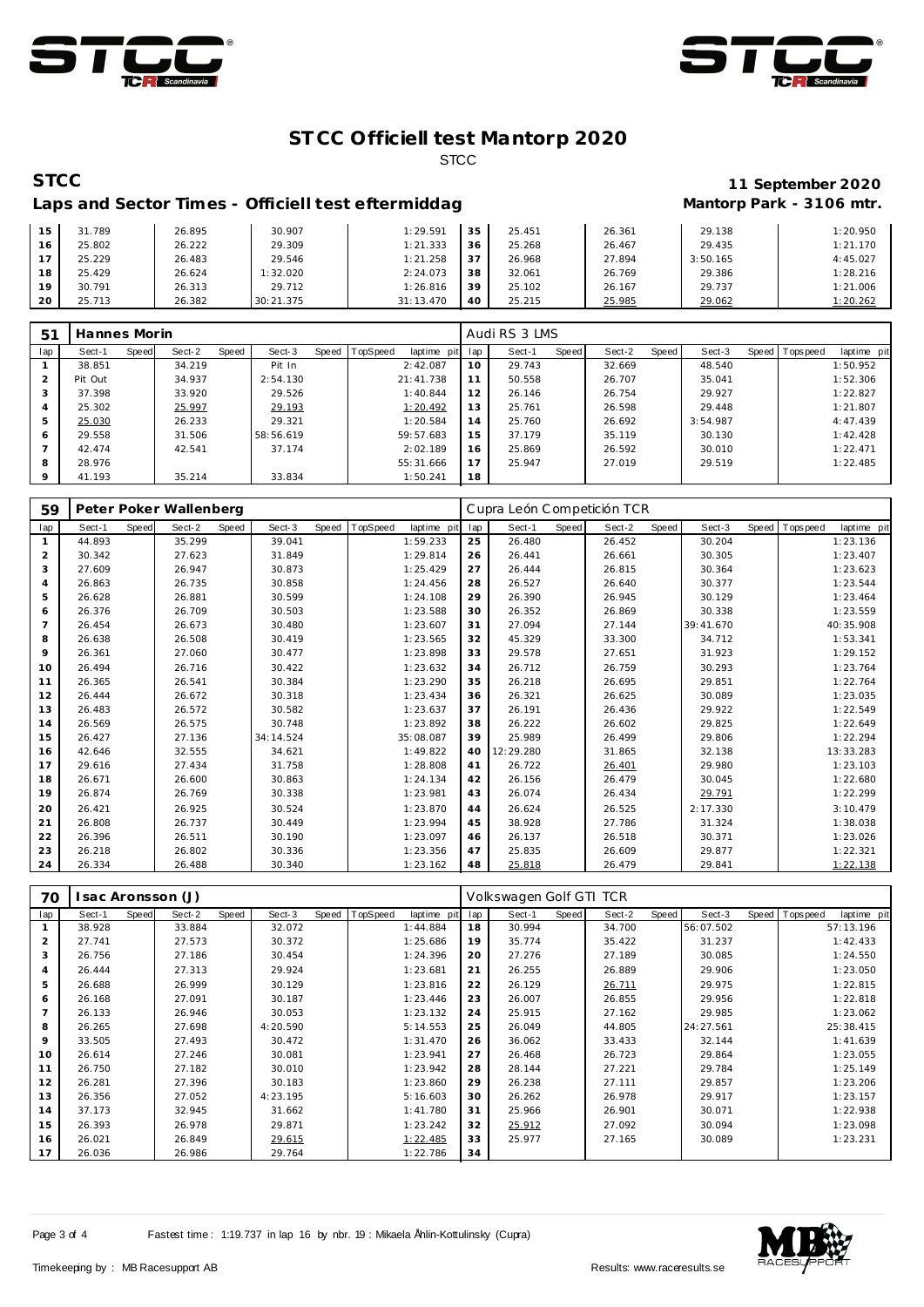# STCC Officiell test Mantorp 2020

STCC

**STCC** — **11 September 2020**

## Laps and Sector Times - Officiell test eftermiddag

**Mantorp Park - 3106 mtr.**

| lap | Sect-1 | Speed | Sect-2 | Speed | Sect-3 | Speed | TopSpeed | laptime pit | lap | Sect-1 | Speed | Sect-2 | Speed | Sect-3 | Speed | Topspeed | laptime pit |
|---|---|---|---|---|---|---|---|---|---|---|---|---|---|---|---|---|---|
| 15 | 31.789 | | 26.895 | | 30.907 | | | 1:29.591 | 35 | 25.451 | | 26.361 | | 29.138 | | | 1:20.950 |
| 16 | 25.802 | | 26.222 | | 29.309 | | | 1:21.333 | 36 | 25.268 | | 26.467 | | 29.435 | | | 1:21.170 |
| 17 | 25.229 | | 26.483 | | 29.546 | | | 1:21.258 | 37 | 26.968 | | 27.894 | | 3:50.165 | | | 4:45.027 |
| 18 | 25.429 | | 26.624 | | 1:32.020 | | | 2:24.073 | 38 | 32.061 | | 26.769 | | 29.386 | | | 1:28.216 |
| 19 | 30.791 | | 26.313 | | 29.712 | | | 1:26.816 | 39 | 25.102 | | 26.167 | | 29.737 | | | 1:21.006 |
| 20 | 25.713 | | 26.382 | | 30:21.375 | | | 31:13.470 | 40 | 25.215 | | 25.985 | | 29.062 | | | 1:20.262 |

### 51 Hannes Morin — Audi RS 3 LMS

| lap | Sect-1 | Speed | Sect-2 | Speed | Sect-3 | Speed | TopSpeed | laptime pit | lap | Sect-1 | Speed | Sect-2 | Speed | Sect-3 | Speed | Topspeed | laptime pit |
|---|---|---|---|---|---|---|---|---|---|---|---|---|---|---|---|---|---|
| 1 | 38.851 | | 34.219 | | Pit In | | | 2:42.087 | 10 | 29.743 | | 32.669 | | 48.540 | | | 1:50.952 |
| 2 | Pit Out | | 34.937 | | 2:54.130 | | | 21:41.738 | 11 | 50.558 | | 26.707 | | 35.041 | | | 1:52.306 |
| 3 | 37.398 | | 33.920 | | 29.526 | | | 1:40.844 | 12 | 26.146 | | 26.754 | | 29.927 | | | 1:22.827 |
| 4 | 25.302 | | 25.997 | | 29.193 | | | 1:20.492 | 13 | 25.761 | | 26.598 | | 29.448 | | | 1:21.807 |
| 5 | 25.030 | | 26.233 | | 29.321 | | | 1:20.584 | 14 | 25.760 | | 26.692 | | 3:54.987 | | | 4:47.439 |
| 6 | 29.558 | | 31.506 | | 58:56.619 | | | 59:57.683 | 15 | 37.179 | | 35.119 | | 30.130 | | | 1:42.428 |
| 7 | 42.474 | | 42.541 | | 37.174 | | | 2:02.189 | 16 | 25.869 | | 26.592 | | 30.010 | | | 1:22.471 |
| 8 | 28.976 | | | | | | | 55:31.666 | 17 | 25.947 | | 27.019 | | 29.519 | | | 1:22.485 |
| 9 | 41.193 | | 35.214 | | 33.834 | | | 1:50.241 | 18 | | | | | | | | |

### 59 Peter Poker Wallenberg — Cupra León Competición TCR

| lap | Sect-1 | Speed | Sect-2 | Speed | Sect-3 | Speed | TopSpeed | laptime pit | lap | Sect-1 | Speed | Sect-2 | Speed | Sect-3 | Speed | Topspeed | laptime pit |
|---|---|---|---|---|---|---|---|---|---|---|---|---|---|---|---|---|---|
| 1 | 44.893 | | 35.299 | | 39.041 | | | 1:59.233 | 25 | 26.480 | | 26.452 | | 30.204 | | | 1:23.136 |
| 2 | 30.342 | | 27.623 | | 31.849 | | | 1:29.814 | 26 | 26.441 | | 26.661 | | 30.305 | | | 1:23.407 |
| 3 | 27.609 | | 26.947 | | 30.873 | | | 1:25.429 | 27 | 26.444 | | 26.815 | | 30.364 | | | 1:23.623 |
| 4 | 26.863 | | 26.735 | | 30.858 | | | 1:24.456 | 28 | 26.527 | | 26.640 | | 30.377 | | | 1:23.544 |
| 5 | 26.628 | | 26.881 | | 30.599 | | | 1:24.108 | 29 | 26.390 | | 26.945 | | 30.129 | | | 1:23.464 |
| 6 | 26.376 | | 26.709 | | 30.503 | | | 1:23.588 | 30 | 26.352 | | 26.869 | | 30.338 | | | 1:23.559 |
| 7 | 26.454 | | 26.673 | | 30.480 | | | 1:23.607 | 31 | 27.094 | | 27.144 | | 39:41.670 | | | 40:35.908 |
| 8 | 26.638 | | 26.508 | | 30.419 | | | 1:23.565 | 32 | 45.329 | | 33.300 | | 34.712 | | | 1:53.341 |
| 9 | 26.361 | | 27.060 | | 30.477 | | | 1:23.898 | 33 | 29.578 | | 27.651 | | 31.923 | | | 1:29.152 |
| 10 | 26.494 | | 26.716 | | 30.422 | | | 1:23.632 | 34 | 26.712 | | 26.759 | | 30.293 | | | 1:23.764 |
| 11 | 26.365 | | 26.541 | | 30.384 | | | 1:23.290 | 35 | 26.218 | | 26.695 | | 29.851 | | | 1:22.764 |
| 12 | 26.444 | | 26.672 | | 30.318 | | | 1:23.434 | 36 | 26.321 | | 26.625 | | 30.089 | | | 1:23.035 |
| 13 | 26.483 | | 26.572 | | 30.582 | | | 1:23.637 | 37 | 26.191 | | 26.436 | | 29.922 | | | 1:22.549 |
| 14 | 26.569 | | 26.575 | | 30.748 | | | 1:23.892 | 38 | 26.222 | | 26.602 | | 29.825 | | | 1:22.649 |
| 15 | 26.427 | | 27.136 | | 34:14.524 | | | 35:08.087 | 39 | 25.989 | | 26.499 | | 29.806 | | | 1:22.294 |
| 16 | 42.646 | | 32.555 | | 34.621 | | | 1:49.822 | 40 | 12:29.280 | | 31.865 | | 32.138 | | | 13:33.283 |
| 17 | 29.616 | | 27.434 | | 31.758 | | | 1:28.808 | 41 | 26.722 | | 26.401 | | 29.980 | | | 1:23.103 |
| 18 | 26.671 | | 26.600 | | 30.863 | | | 1:24.134 | 42 | 26.156 | | 26.479 | | 30.045 | | | 1:22.680 |
| 19 | 26.874 | | 26.769 | | 30.338 | | | 1:23.981 | 43 | 26.074 | | 26.434 | | 29.791 | | | 1:22.299 |
| 20 | 26.421 | | 26.925 | | 30.524 | | | 1:23.870 | 44 | 26.624 | | 26.525 | | 2:17.330 | | | 3:10.479 |
| 21 | 26.808 | | 26.737 | | 30.449 | | | 1:23.994 | 45 | 38.928 | | 27.786 | | 31.324 | | | 1:38.038 |
| 22 | 26.396 | | 26.511 | | 30.190 | | | 1:23.097 | 46 | 26.137 | | 26.518 | | 30.371 | | | 1:23.026 |
| 23 | 26.218 | | 26.802 | | 30.336 | | | 1:23.356 | 47 | 25.835 | | 26.609 | | 29.877 | | | 1:22.321 |
| 24 | 26.334 | | 26.488 | | 30.340 | | | 1:23.162 | 48 | 25.818 | | 26.479 | | 29.841 | | | 1:22.138 |

### 70 Isac Aronsson (J) — Volkswagen Golf GTI TCR

| lap | Sect-1 | Speed | Sect-2 | Speed | Sect-3 | Speed | TopSpeed | laptime pit | lap | Sect-1 | Speed | Sect-2 | Speed | Sect-3 | Speed | Topspeed | laptime pit |
|---|---|---|---|---|---|---|---|---|---|---|---|---|---|---|---|---|---|
| 1 | 38.928 | | 33.884 | | 32.072 | | | 1:44.884 | 18 | 30.994 | | 34.700 | | 56:07.502 | | | 57:13.196 |
| 2 | 27.741 | | 27.573 | | 30.372 | | | 1:25.686 | 19 | 35.774 | | 35.422 | | 31.237 | | | 1:42.433 |
| 3 | 26.756 | | 27.186 | | 30.454 | | | 1:24.396 | 20 | 27.276 | | 27.189 | | 30.085 | | | 1:24.550 |
| 4 | 26.444 | | 27.313 | | 29.924 | | | 1:23.681 | 21 | 26.255 | | 26.889 | | 29.906 | | | 1:23.050 |
| 5 | 26.688 | | 26.999 | | 30.129 | | | 1:23.816 | 22 | 26.129 | | 26.711 | | 29.975 | | | 1:22.815 |
| 6 | 26.168 | | 27.091 | | 30.187 | | | 1:23.446 | 23 | 26.007 | | 26.855 | | 29.956 | | | 1:22.818 |
| 7 | 26.133 | | 26.946 | | 30.053 | | | 1:23.132 | 24 | 25.915 | | 27.162 | | 29.985 | | | 1:23.062 |
| 8 | 26.265 | | 27.698 | | 4:20.590 | | | 5:14.553 | 25 | 26.049 | | 44.805 | | 24:27.561 | | | 25:38.415 |
| 9 | 33.505 | | 27.493 | | 30.472 | | | 1:31.470 | 26 | 36.062 | | 33.433 | | 32.144 | | | 1:41.639 |
| 10 | 26.614 | | 27.246 | | 30.081 | | | 1:23.941 | 27 | 26.468 | | 26.723 | | 29.864 | | | 1:23.055 |
| 11 | 26.750 | | 27.182 | | 30.010 | | | 1:23.942 | 28 | 28.144 | | 27.221 | | 29.784 | | | 1:25.149 |
| 12 | 26.281 | | 27.396 | | 30.183 | | | 1:23.860 | 29 | 26.238 | | 27.111 | | 29.857 | | | 1:23.206 |
| 13 | 26.356 | | 27.052 | | 4:23.195 | | | 5:16.603 | 30 | 26.262 | | 26.978 | | 29.917 | | | 1:23.157 |
| 14 | 37.173 | | 32.945 | | 31.662 | | | 1:41.780 | 31 | 25.966 | | 26.901 | | 30.071 | | | 1:22.938 |
| 15 | 26.393 | | 26.978 | | 29.871 | | | 1:23.242 | 32 | 25.912 | | 27.092 | | 30.094 | | | 1:23.098 |
| 16 | 26.021 | | 26.849 | | 29.615 | | | 1:22.485 | 33 | 25.977 | | 27.165 | | 30.089 | | | 1:23.231 |
| 17 | 26.036 | | 26.986 | | 29.764 | | | 1:22.786 | 34 | | | | | | | | |

Fastest time : 1:19.737 in lap 16 by nbr. 19 : Mikaela Åhlin-Kottulinsky (Cupra)

Timekeeping by : MB Racesupport AB — Results: www.raceresults.se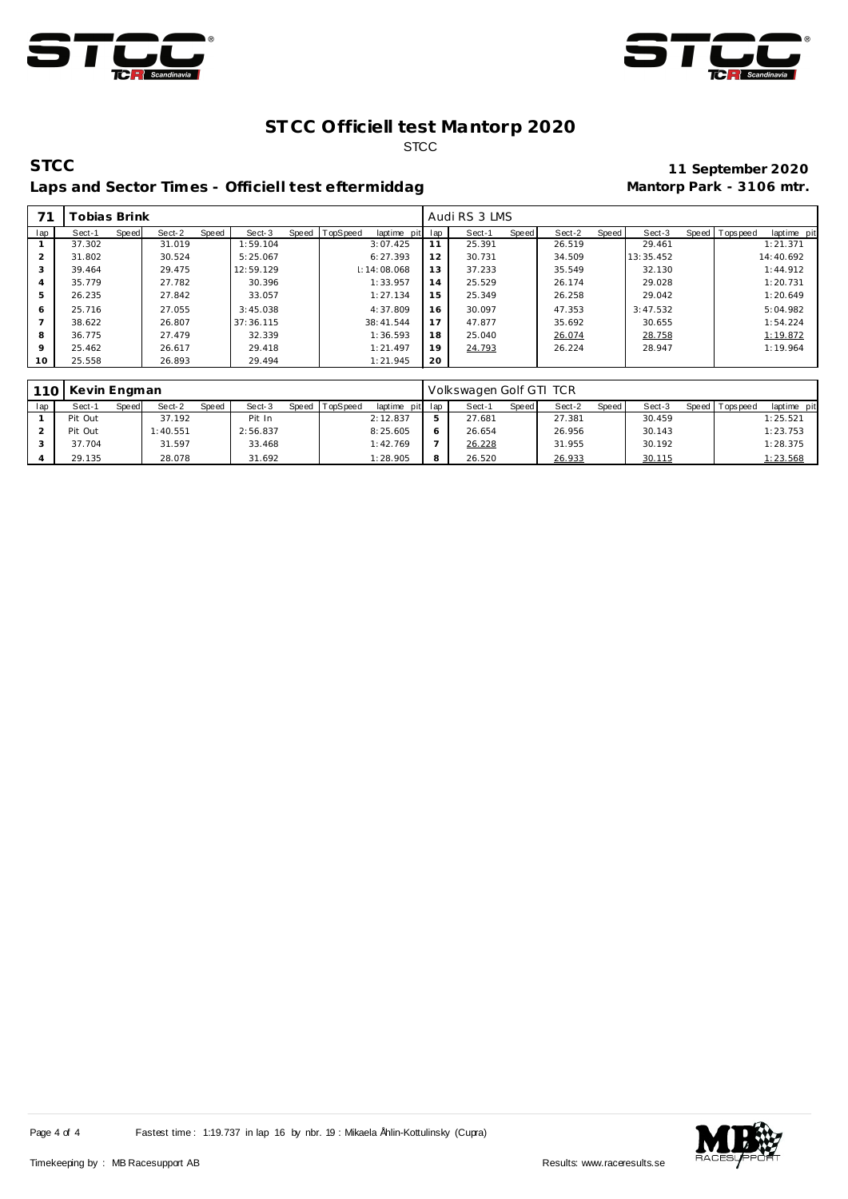# STCC Officiell test Mantorp 2020

STCC

## STCC

**Laps and Sector Times - Officiell test eftermiddag**

**11 September 2020**

**Mantorp Park - 3106 mtr.**

**71 Tobias Brink** — Audi RS 3 LMS

| lap | Sect-1 | Speed | Sect-2 | Speed | Sect-3 | Speed | TopSpeed | laptime pit | lap | Sect-1 | Speed | Sect-2 | Speed | Sect-3 | Speed | Topspeed | laptime pit |
|---|---|---|---|---|---|---|---|---|---|---|---|---|---|---|---|---|---|
| 1 | 37.302 | | 31.019 | | 1:59.104 | | | 3:07.425 | 11 | 25.391 | | 26.519 | | 29.461 | | | 1:21.371 |
| 2 | 31.802 | | 30.524 | | 5:25.067 | | | 6:27.393 | 12 | 30.731 | | 34.509 | | 13:35.452 | | | 14:40.692 |
| 3 | 39.464 | | 29.475 | | 12:59.129 | | | l:14:08.068 | 13 | 37.233 | | 35.549 | | 32.130 | | | 1:44.912 |
| 4 | 35.779 | | 27.782 | | 30.396 | | | 1:33.957 | 14 | 25.529 | | 26.174 | | 29.028 | | | 1:20.731 |
| 5 | 26.235 | | 27.842 | | 33.057 | | | 1:27.134 | 15 | 25.349 | | 26.258 | | 29.042 | | | 1:20.649 |
| 6 | 25.716 | | 27.055 | | 3:45.038 | | | 4:37.809 | 16 | 30.097 | | 47.353 | | 3:47.532 | | | 5:04.982 |
| 7 | 38.622 | | 26.807 | | 37:36.115 | | | 38:41.544 | 17 | 47.877 | | 35.692 | | 30.655 | | | 1:54.224 |
| 8 | 36.775 | | 27.479 | | 32.339 | | | 1:36.593 | 18 | 25.040 | | 26.074 | | 28.758 | | | 1:19.872 |
| 9 | 25.462 | | 26.617 | | 29.418 | | | 1:21.497 | 19 | 24.793 | | 26.224 | | 28.947 | | | 1:19.964 |
| 10 | 25.558 | | 26.893 | | 29.494 | | | 1:21.945 | 20 | | | | | | | | |

**110 Kevin Engman** — Volkswagen Golf GTI TCR

| lap | Sect-1 | Speed | Sect-2 | Speed | Sect-3 | Speed | TopSpeed | laptime pit | lap | Sect-1 | Speed | Sect-2 | Speed | Sect-3 | Speed | Topspeed | laptime pit |
|---|---|---|---|---|---|---|---|---|---|---|---|---|---|---|---|---|---|
| 1 | Pit Out | | 37.192 | | Pit In | | | 2:12.837 | 5 | 27.681 | | 27.381 | | 30.459 | | | 1:25.521 |
| 2 | Pit Out | | 1:40.551 | | 2:56.837 | | | 8:25.605 | 6 | 26.654 | | 26.956 | | 30.143 | | | 1:23.753 |
| 3 | 37.704 | | 31.597 | | 33.468 | | | 1:42.769 | 7 | 26.228 | | 31.955 | | 30.192 | | | 1:28.375 |
| 4 | 29.135 | | 28.078 | | 31.692 | | | 1:28.905 | 8 | 26.520 | | 26.933 | | 30.115 | | | 1:23.568 |

Fastest time : 1:19.737 in lap 16 by nbr. 19 : Mikaela Åhlin-Kottulinsky (Cupra)

Timekeeping by : MB Racesupport AB

Results: www.raceresults.se